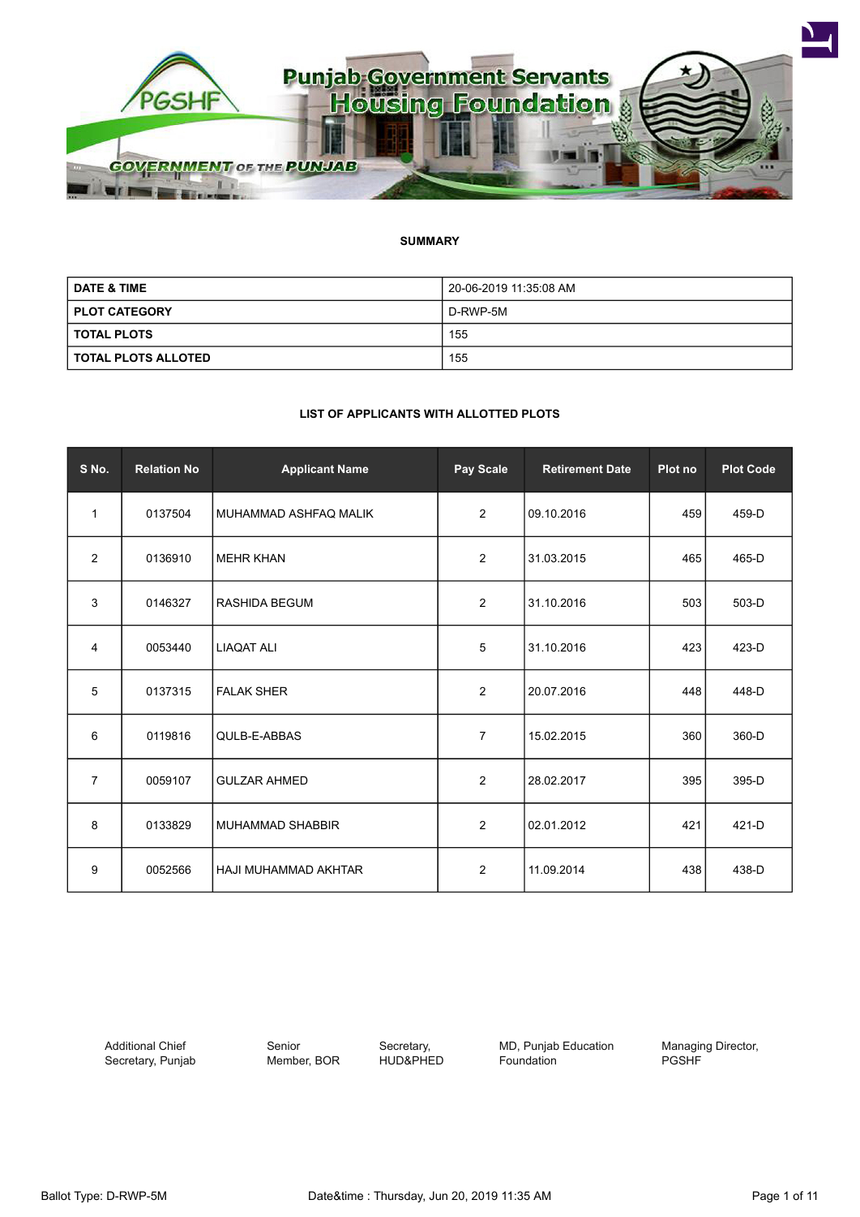# Punjab Government Servants Housing Foundation

GOVERNMENT OF THE PUNJAB

## SUMMARY

| DATE & TIME | 20-06-2019 11:35:08 AM |
|---|---|
| PLOT CATEGORY | D-RWP-5M |
| TOTAL PLOTS | 155 |
| TOTAL PLOTS ALLOTED | 155 |

## LIST OF APPLICANTS WITH ALLOTTED PLOTS

| S No. | Relation No | Applicant Name | Pay Scale | Retirement Date | Plot no | Plot Code |
|---|---|---|---|---|---|---|
| 1 | 0137504 | MUHAMMAD ASHFAQ MALIK | 2 | 09.10.2016 | 459 | 459-D |
| 2 | 0136910 | MEHR KHAN | 2 | 31.03.2015 | 465 | 465-D |
| 3 | 0146327 | RASHIDA BEGUM | 2 | 31.10.2016 | 503 | 503-D |
| 4 | 0053440 | LIAQAT ALI | 5 | 31.10.2016 | 423 | 423-D |
| 5 | 0137315 | FALAK SHER | 2 | 20.07.2016 | 448 | 448-D |
| 6 | 0119816 | QULB-E-ABBAS | 7 | 15.02.2015 | 360 | 360-D |
| 7 | 0059107 | GULZAR AHMED | 2 | 28.02.2017 | 395 | 395-D |
| 8 | 0133829 | MUHAMMAD SHABBIR | 2 | 02.01.2012 | 421 | 421-D |
| 9 | 0052566 | HAJI MUHAMMAD AKHTAR | 2 | 11.09.2014 | 438 | 438-D |

Additional Chief Secretary, Punjab | Senior Member, BOR | Secretary, HUD&PHED | MD, Punjab Education Foundation | Managing Director, PGSHF

Ballot Type: D-RWP-5M

Date&time : Thursday, Jun 20, 2019 11:35 AM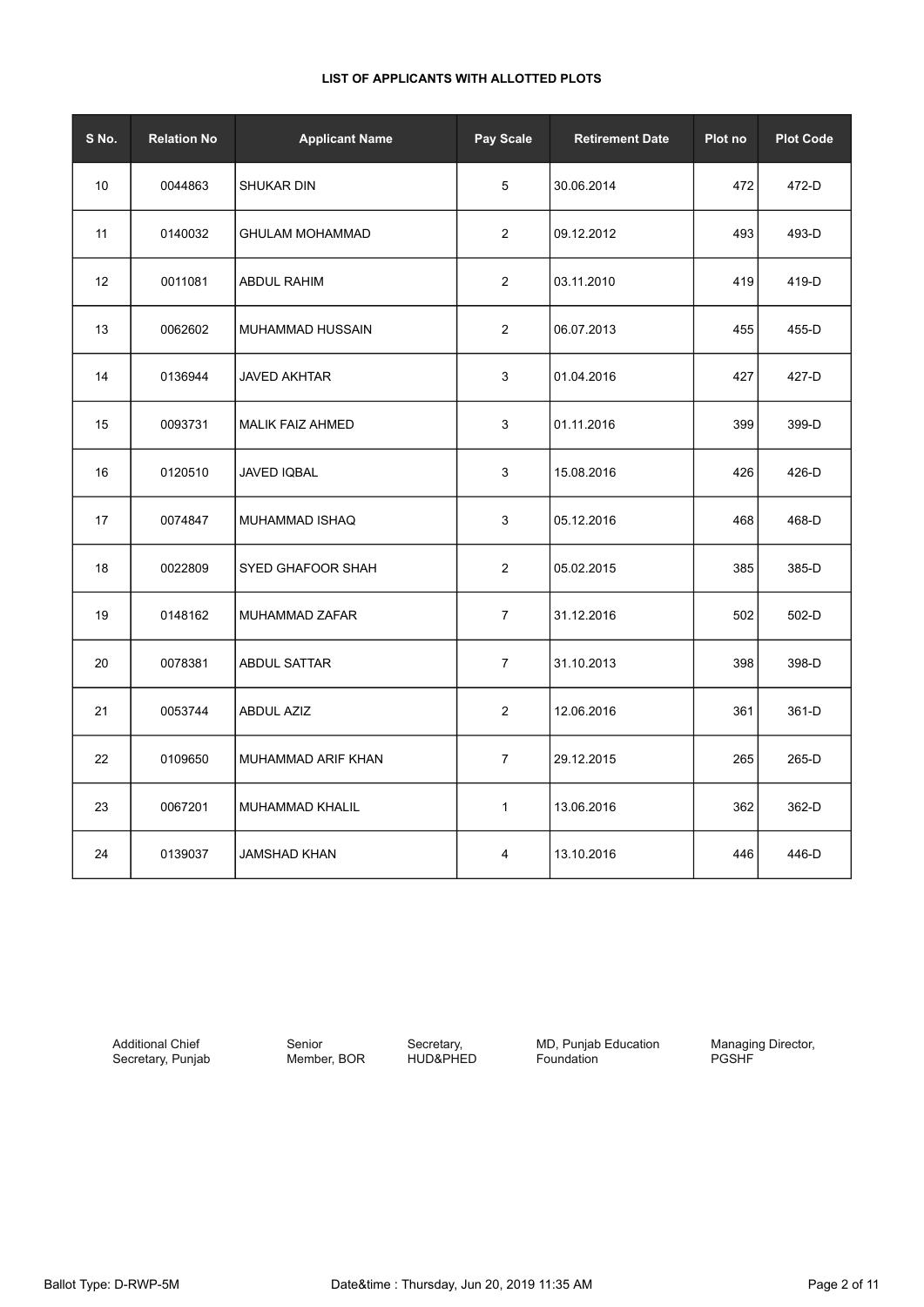**LIST OF APPLICANTS WITH ALLOTTED PLOTS**

| S No. | Relation No | Applicant Name | Pay Scale | Retirement Date | Plot no | Plot Code |
|---|---|---|---|---|---|---|
| 10 | 0044863 | SHUKAR DIN | 5 | 30.06.2014 | 472 | 472-D |
| 11 | 0140032 | GHULAM MOHAMMAD | 2 | 09.12.2012 | 493 | 493-D |
| 12 | 0011081 | ABDUL RAHIM | 2 | 03.11.2010 | 419 | 419-D |
| 13 | 0062602 | MUHAMMAD HUSSAIN | 2 | 06.07.2013 | 455 | 455-D |
| 14 | 0136944 | JAVED AKHTAR | 3 | 01.04.2016 | 427 | 427-D |
| 15 | 0093731 | MALIK FAIZ AHMED | 3 | 01.11.2016 | 399 | 399-D |
| 16 | 0120510 | JAVED IQBAL | 3 | 15.08.2016 | 426 | 426-D |
| 17 | 0074847 | MUHAMMAD ISHAQ | 3 | 05.12.2016 | 468 | 468-D |
| 18 | 0022809 | SYED GHAFOOR SHAH | 2 | 05.02.2015 | 385 | 385-D |
| 19 | 0148162 | MUHAMMAD ZAFAR | 7 | 31.12.2016 | 502 | 502-D |
| 20 | 0078381 | ABDUL SATTAR | 7 | 31.10.2013 | 398 | 398-D |
| 21 | 0053744 | ABDUL AZIZ | 2 | 12.06.2016 | 361 | 361-D |
| 22 | 0109650 | MUHAMMAD ARIF KHAN | 7 | 29.12.2015 | 265 | 265-D |
| 23 | 0067201 | MUHAMMAD KHALIL | 1 | 13.06.2016 | 362 | 362-D |
| 24 | 0139037 | JAMSHAD KHAN | 4 | 13.10.2016 | 446 | 446-D |

Additional Chief Secretary, Punjab

Senior Member, BOR

Secretary, HUD&PHED

MD, Punjab Education Foundation

Managing Director, PGSHF

Ballot Type: D-RWP-5M

Date&time : Thursday, Jun 20, 2019 11:35 AM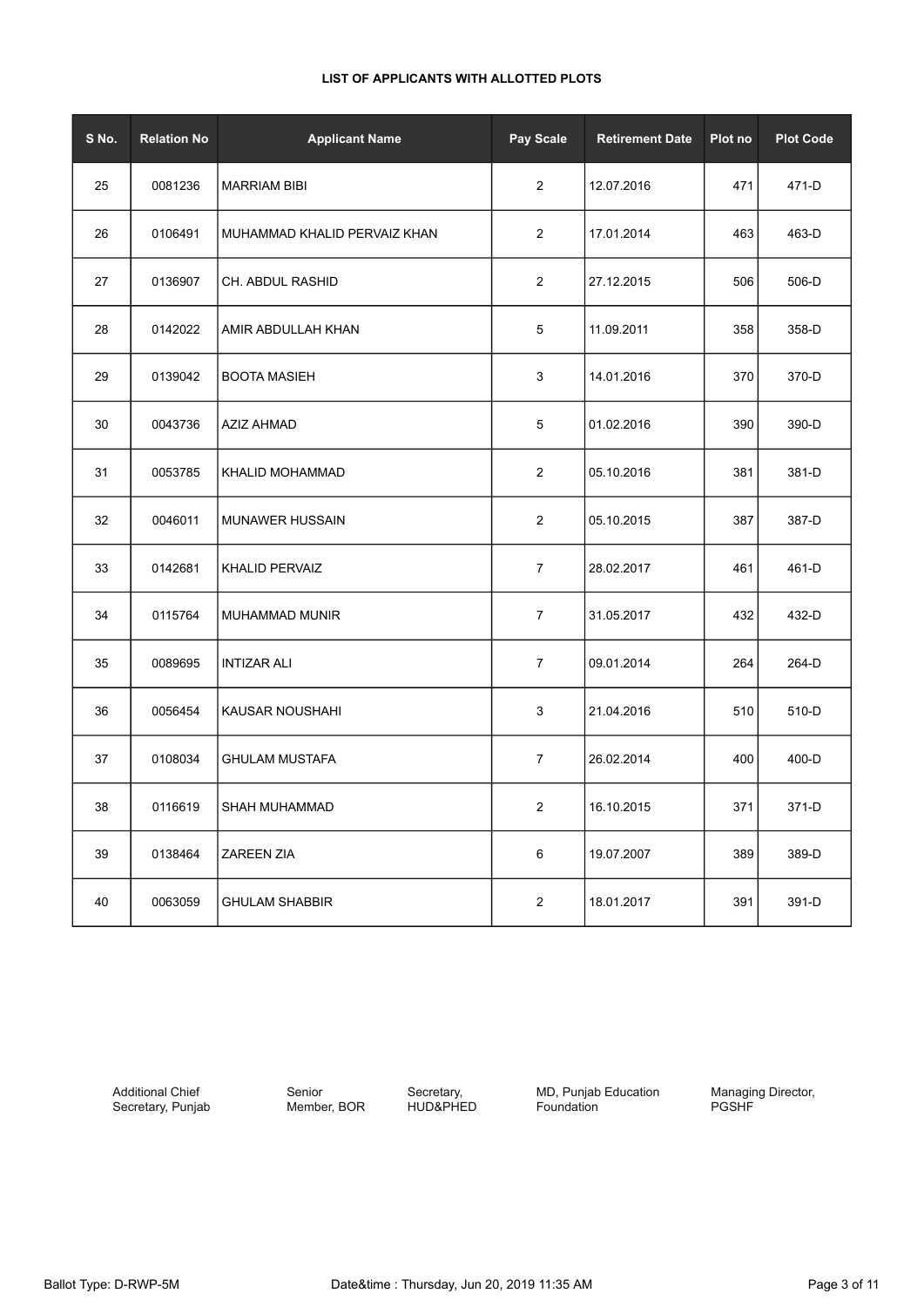**LIST OF APPLICANTS WITH ALLOTTED PLOTS**

| S No. | Relation No | Applicant Name | Pay Scale | Retirement Date | Plot no | Plot Code |
|---|---|---|---|---|---|---|
| 25 | 0081236 | MARRIAM BIBI | 2 | 12.07.2016 | 471 | 471-D |
| 26 | 0106491 | MUHAMMAD KHALID PERVAIZ KHAN | 2 | 17.01.2014 | 463 | 463-D |
| 27 | 0136907 | CH. ABDUL RASHID | 2 | 27.12.2015 | 506 | 506-D |
| 28 | 0142022 | AMIR ABDULLAH KHAN | 5 | 11.09.2011 | 358 | 358-D |
| 29 | 0139042 | BOOTA MASIEH | 3 | 14.01.2016 | 370 | 370-D |
| 30 | 0043736 | AZIZ AHMAD | 5 | 01.02.2016 | 390 | 390-D |
| 31 | 0053785 | KHALID MOHAMMAD | 2 | 05.10.2016 | 381 | 381-D |
| 32 | 0046011 | MUNAWER HUSSAIN | 2 | 05.10.2015 | 387 | 387-D |
| 33 | 0142681 | KHALID PERVAIZ | 7 | 28.02.2017 | 461 | 461-D |
| 34 | 0115764 | MUHAMMAD MUNIR | 7 | 31.05.2017 | 432 | 432-D |
| 35 | 0089695 | INTIZAR ALI | 7 | 09.01.2014 | 264 | 264-D |
| 36 | 0056454 | KAUSAR NOUSHAHI | 3 | 21.04.2016 | 510 | 510-D |
| 37 | 0108034 | GHULAM MUSTAFA | 7 | 26.02.2014 | 400 | 400-D |
| 38 | 0116619 | SHAH MUHAMMAD | 2 | 16.10.2015 | 371 | 371-D |
| 39 | 0138464 | ZAREEN ZIA | 6 | 19.07.2007 | 389 | 389-D |
| 40 | 0063059 | GHULAM SHABBIR | 2 | 18.01.2017 | 391 | 391-D |

Additional Chief Secretary, Punjab

Senior Member, BOR

Secretary, HUD&PHED

MD, Punjab Education Foundation

Managing Director, PGSHF

Ballot Type: D-RWP-5M

Date&time : Thursday, Jun 20, 2019 11:35 AM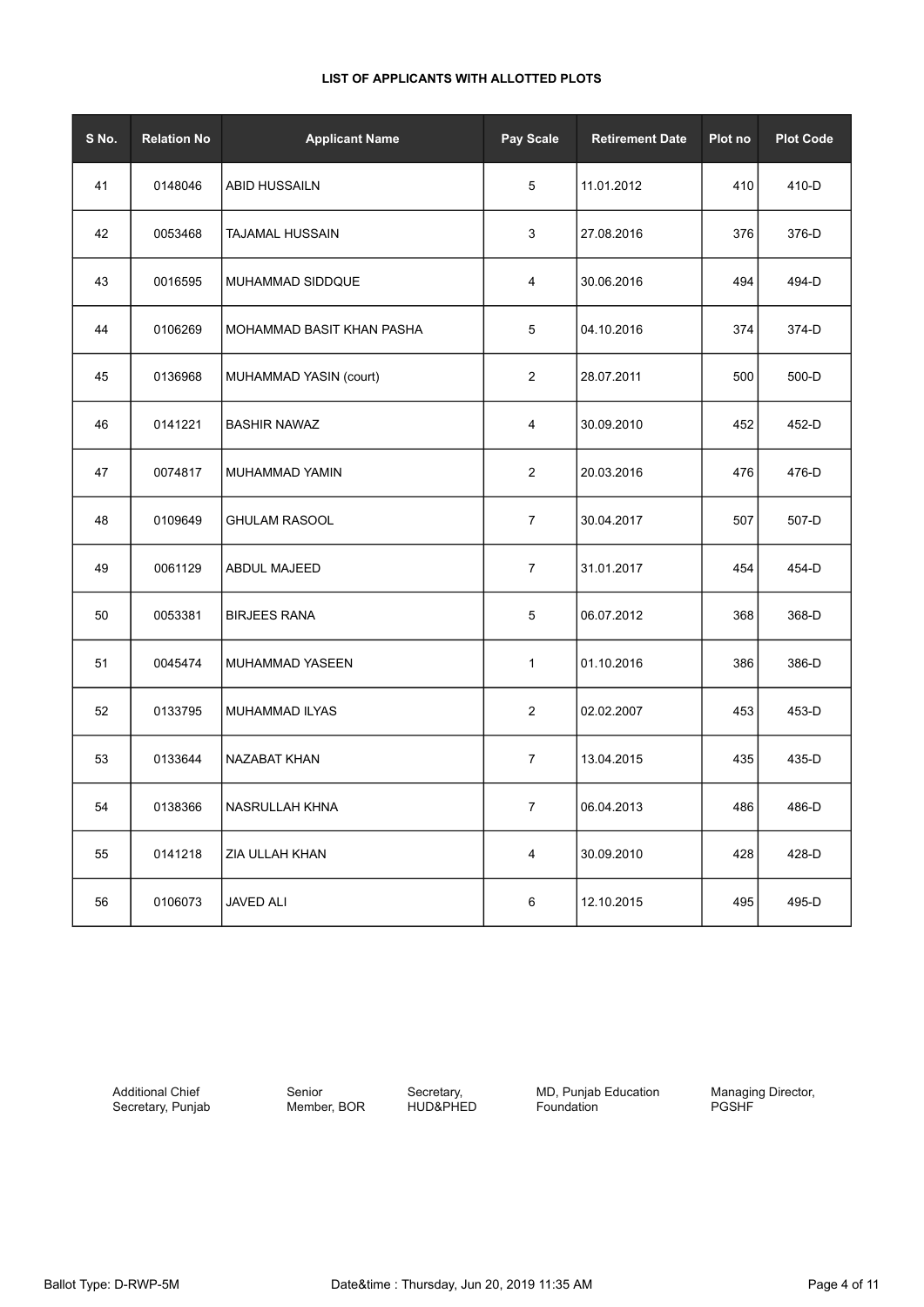**LIST OF APPLICANTS WITH ALLOTTED PLOTS**

| S No. | Relation No | Applicant Name | Pay Scale | Retirement Date | Plot no | Plot Code |
|---|---|---|---|---|---|---|
| 41 | 0148046 | ABID HUSSAILN | 5 | 11.01.2012 | 410 | 410-D |
| 42 | 0053468 | TAJAMAL HUSSAIN | 3 | 27.08.2016 | 376 | 376-D |
| 43 | 0016595 | MUHAMMAD SIDDQUE | 4 | 30.06.2016 | 494 | 494-D |
| 44 | 0106269 | MOHAMMAD BASIT KHAN PASHA | 5 | 04.10.2016 | 374 | 374-D |
| 45 | 0136968 | MUHAMMAD YASIN (court) | 2 | 28.07.2011 | 500 | 500-D |
| 46 | 0141221 | BASHIR NAWAZ | 4 | 30.09.2010 | 452 | 452-D |
| 47 | 0074817 | MUHAMMAD YAMIN | 2 | 20.03.2016 | 476 | 476-D |
| 48 | 0109649 | GHULAM RASOOL | 7 | 30.04.2017 | 507 | 507-D |
| 49 | 0061129 | ABDUL MAJEED | 7 | 31.01.2017 | 454 | 454-D |
| 50 | 0053381 | BIRJEES RANA | 5 | 06.07.2012 | 368 | 368-D |
| 51 | 0045474 | MUHAMMAD YASEEN | 1 | 01.10.2016 | 386 | 386-D |
| 52 | 0133795 | MUHAMMAD ILYAS | 2 | 02.02.2007 | 453 | 453-D |
| 53 | 0133644 | NAZABAT KHAN | 7 | 13.04.2015 | 435 | 435-D |
| 54 | 0138366 | NASRULLAH KHNA | 7 | 06.04.2013 | 486 | 486-D |
| 55 | 0141218 | ZIA ULLAH KHAN | 4 | 30.09.2010 | 428 | 428-D |
| 56 | 0106073 | JAVED ALI | 6 | 12.10.2015 | 495 | 495-D |

Additional Chief Secretary, Punjab    Senior Member, BOR    Secretary, HUD&PHED    MD, Punjab Education Foundation    Managing Director, PGSHF

Ballot Type: D-RWP-5M    Date&time : Thursday, Jun 20, 2019 11:35 AM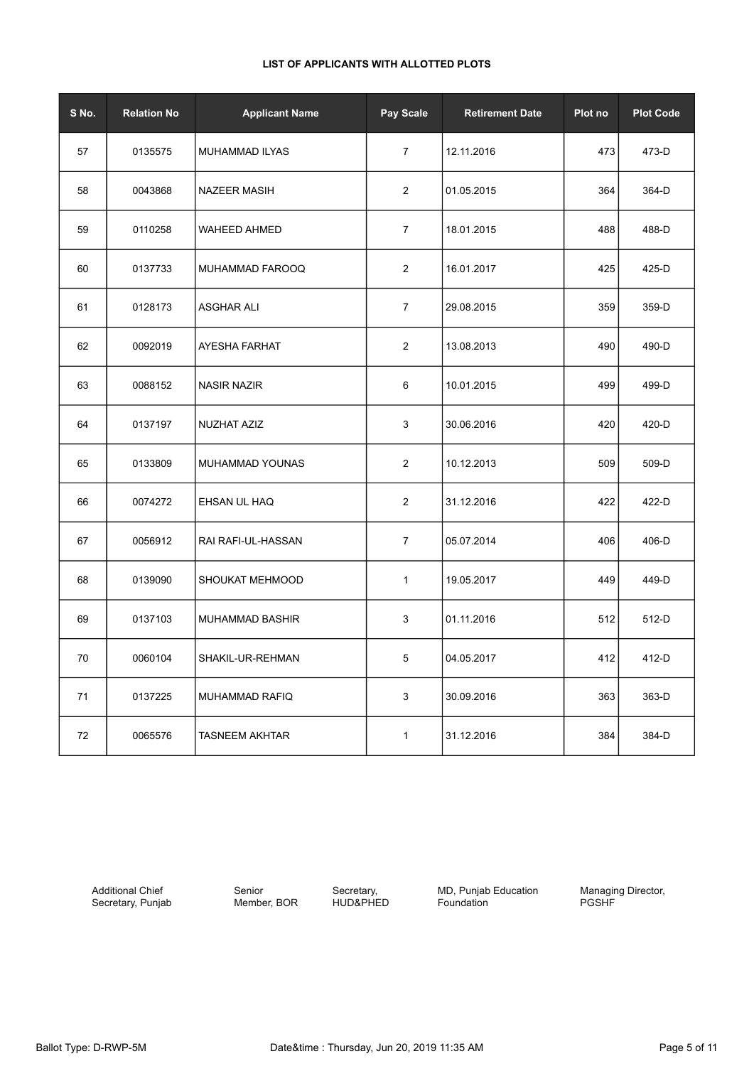**LIST OF APPLICANTS WITH ALLOTTED PLOTS**

| S No. | Relation No | Applicant Name | Pay Scale | Retirement Date | Plot no | Plot Code |
|---|---|---|---|---|---|---|
| 57 | 0135575 | MUHAMMAD ILYAS | 7 | 12.11.2016 | 473 | 473-D |
| 58 | 0043868 | NAZEER MASIH | 2 | 01.05.2015 | 364 | 364-D |
| 59 | 0110258 | WAHEED AHMED | 7 | 18.01.2015 | 488 | 488-D |
| 60 | 0137733 | MUHAMMAD FAROOQ | 2 | 16.01.2017 | 425 | 425-D |
| 61 | 0128173 | ASGHAR ALI | 7 | 29.08.2015 | 359 | 359-D |
| 62 | 0092019 | AYESHA FARHAT | 2 | 13.08.2013 | 490 | 490-D |
| 63 | 0088152 | NASIR NAZIR | 6 | 10.01.2015 | 499 | 499-D |
| 64 | 0137197 | NUZHAT AZIZ | 3 | 30.06.2016 | 420 | 420-D |
| 65 | 0133809 | MUHAMMAD YOUNAS | 2 | 10.12.2013 | 509 | 509-D |
| 66 | 0074272 | EHSAN UL HAQ | 2 | 31.12.2016 | 422 | 422-D |
| 67 | 0056912 | RAI RAFI-UL-HASSAN | 7 | 05.07.2014 | 406 | 406-D |
| 68 | 0139090 | SHOUKAT MEHMOOD | 1 | 19.05.2017 | 449 | 449-D |
| 69 | 0137103 | MUHAMMAD BASHIR | 3 | 01.11.2016 | 512 | 512-D |
| 70 | 0060104 | SHAKIL-UR-REHMAN | 5 | 04.05.2017 | 412 | 412-D |
| 71 | 0137225 | MUHAMMAD RAFIQ | 3 | 30.09.2016 | 363 | 363-D |
| 72 | 0065576 | TASNEEM AKHTAR | 1 | 31.12.2016 | 384 | 384-D |

Additional Chief Secretary, Punjab

Senior Member, BOR

Secretary, HUD&PHED

MD, Punjab Education Foundation

Managing Director, PGSHF

Ballot Type: D-RWP-5M

Date&time : Thursday, Jun 20, 2019 11:35 AM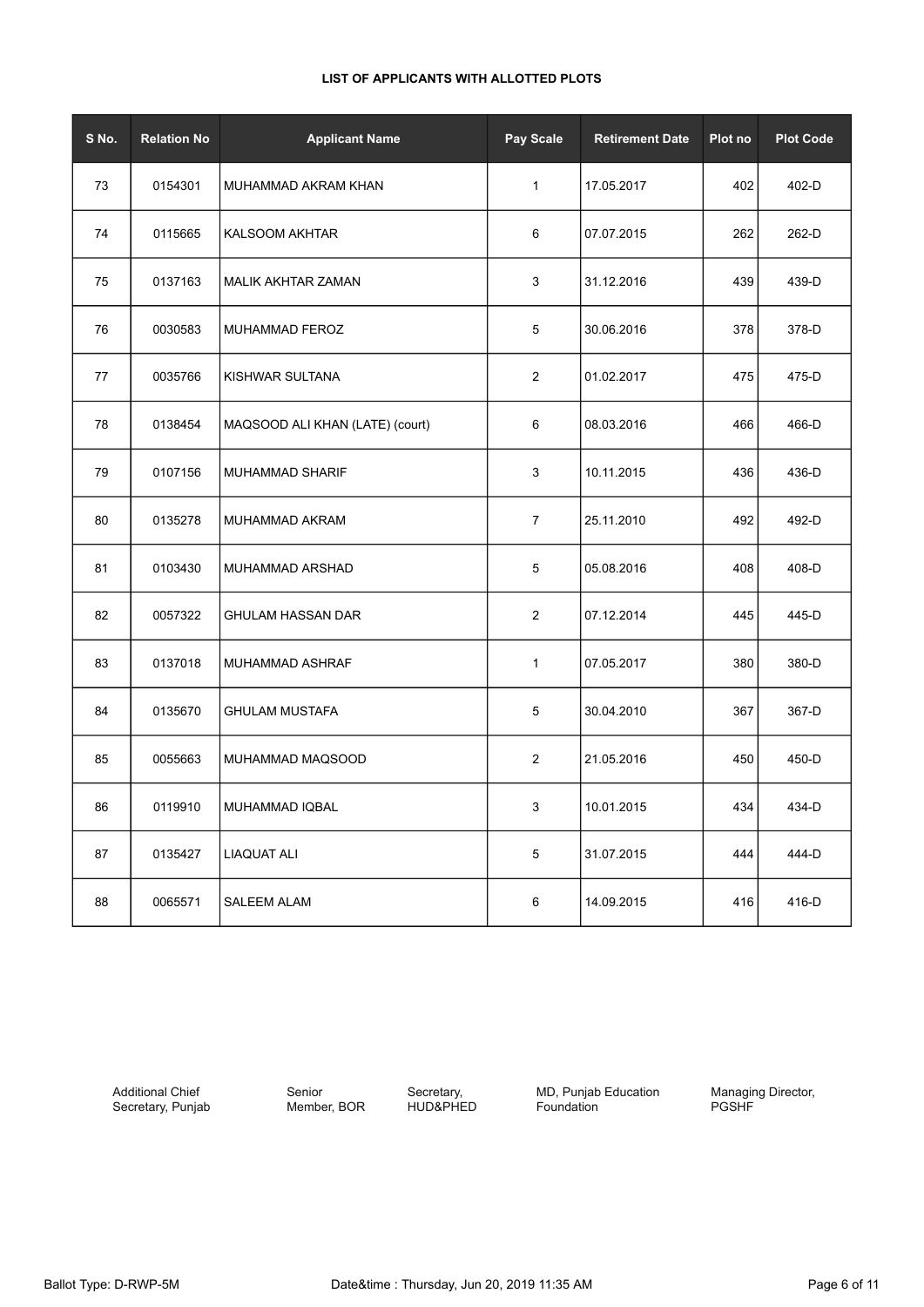**LIST OF APPLICANTS WITH ALLOTTED PLOTS**

| S No. | Relation No | Applicant Name | Pay Scale | Retirement Date | Plot no | Plot Code |
|---|---|---|---|---|---|---|
| 73 | 0154301 | MUHAMMAD AKRAM KHAN | 1 | 17.05.2017 | 402 | 402-D |
| 74 | 0115665 | KALSOOM AKHTAR | 6 | 07.07.2015 | 262 | 262-D |
| 75 | 0137163 | MALIK AKHTAR ZAMAN | 3 | 31.12.2016 | 439 | 439-D |
| 76 | 0030583 | MUHAMMAD FEROZ | 5 | 30.06.2016 | 378 | 378-D |
| 77 | 0035766 | KISHWAR SULTANA | 2 | 01.02.2017 | 475 | 475-D |
| 78 | 0138454 | MAQSOOD ALI KHAN (LATE) (court) | 6 | 08.03.2016 | 466 | 466-D |
| 79 | 0107156 | MUHAMMAD SHARIF | 3 | 10.11.2015 | 436 | 436-D |
| 80 | 0135278 | MUHAMMAD AKRAM | 7 | 25.11.2010 | 492 | 492-D |
| 81 | 0103430 | MUHAMMAD ARSHAD | 5 | 05.08.2016 | 408 | 408-D |
| 82 | 0057322 | GHULAM HASSAN DAR | 2 | 07.12.2014 | 445 | 445-D |
| 83 | 0137018 | MUHAMMAD ASHRAF | 1 | 07.05.2017 | 380 | 380-D |
| 84 | 0135670 | GHULAM MUSTAFA | 5 | 30.04.2010 | 367 | 367-D |
| 85 | 0055663 | MUHAMMAD MAQSOOD | 2 | 21.05.2016 | 450 | 450-D |
| 86 | 0119910 | MUHAMMAD IQBAL | 3 | 10.01.2015 | 434 | 434-D |
| 87 | 0135427 | LIAQUAT ALI | 5 | 31.07.2015 | 444 | 444-D |
| 88 | 0065571 | SALEEM ALAM | 6 | 14.09.2015 | 416 | 416-D |

Additional Chief Secretary, Punjab | Senior Member, BOR | Secretary, HUD&PHED | MD, Punjab Education Foundation | Managing Director, PGSHF

Ballot Type: D-RWP-5M | Date&time : Thursday, Jun 20, 2019 11:35 AM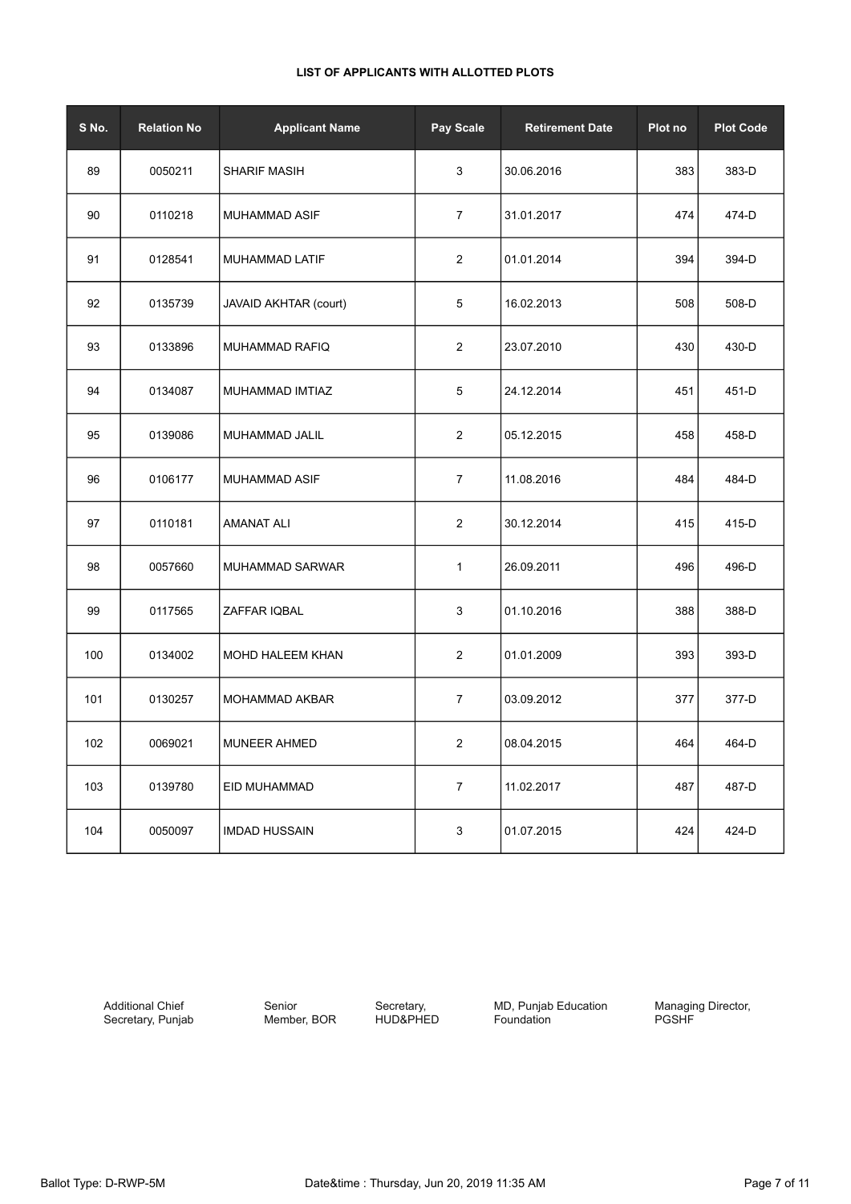**LIST OF APPLICANTS WITH ALLOTTED PLOTS**

| S No. | Relation No | Applicant Name | Pay Scale | Retirement Date | Plot no | Plot Code |
|---|---|---|---|---|---|---|
| 89 | 0050211 | SHARIF MASIH | 3 | 30.06.2016 | 383 | 383-D |
| 90 | 0110218 | MUHAMMAD ASIF | 7 | 31.01.2017 | 474 | 474-D |
| 91 | 0128541 | MUHAMMAD LATIF | 2 | 01.01.2014 | 394 | 394-D |
| 92 | 0135739 | JAVAID AKHTAR (court) | 5 | 16.02.2013 | 508 | 508-D |
| 93 | 0133896 | MUHAMMAD RAFIQ | 2 | 23.07.2010 | 430 | 430-D |
| 94 | 0134087 | MUHAMMAD IMTIAZ | 5 | 24.12.2014 | 451 | 451-D |
| 95 | 0139086 | MUHAMMAD JALIL | 2 | 05.12.2015 | 458 | 458-D |
| 96 | 0106177 | MUHAMMAD ASIF | 7 | 11.08.2016 | 484 | 484-D |
| 97 | 0110181 | AMANAT ALI | 2 | 30.12.2014 | 415 | 415-D |
| 98 | 0057660 | MUHAMMAD SARWAR | 1 | 26.09.2011 | 496 | 496-D |
| 99 | 0117565 | ZAFFAR IQBAL | 3 | 01.10.2016 | 388 | 388-D |
| 100 | 0134002 | MOHD HALEEM KHAN | 2 | 01.01.2009 | 393 | 393-D |
| 101 | 0130257 | MOHAMMAD AKBAR | 7 | 03.09.2012 | 377 | 377-D |
| 102 | 0069021 | MUNEER AHMED | 2 | 08.04.2015 | 464 | 464-D |
| 103 | 0139780 | EID MUHAMMAD | 7 | 11.02.2017 | 487 | 487-D |
| 104 | 0050097 | IMDAD HUSSAIN | 3 | 01.07.2015 | 424 | 424-D |

Additional Chief Secretary, Punjab

Senior Member, BOR

Secretary, HUD&PHED

MD, Punjab Education Foundation

Managing Director, PGSHF

Ballot Type: D-RWP-5M

Date&time : Thursday, Jun 20, 2019 11:35 AM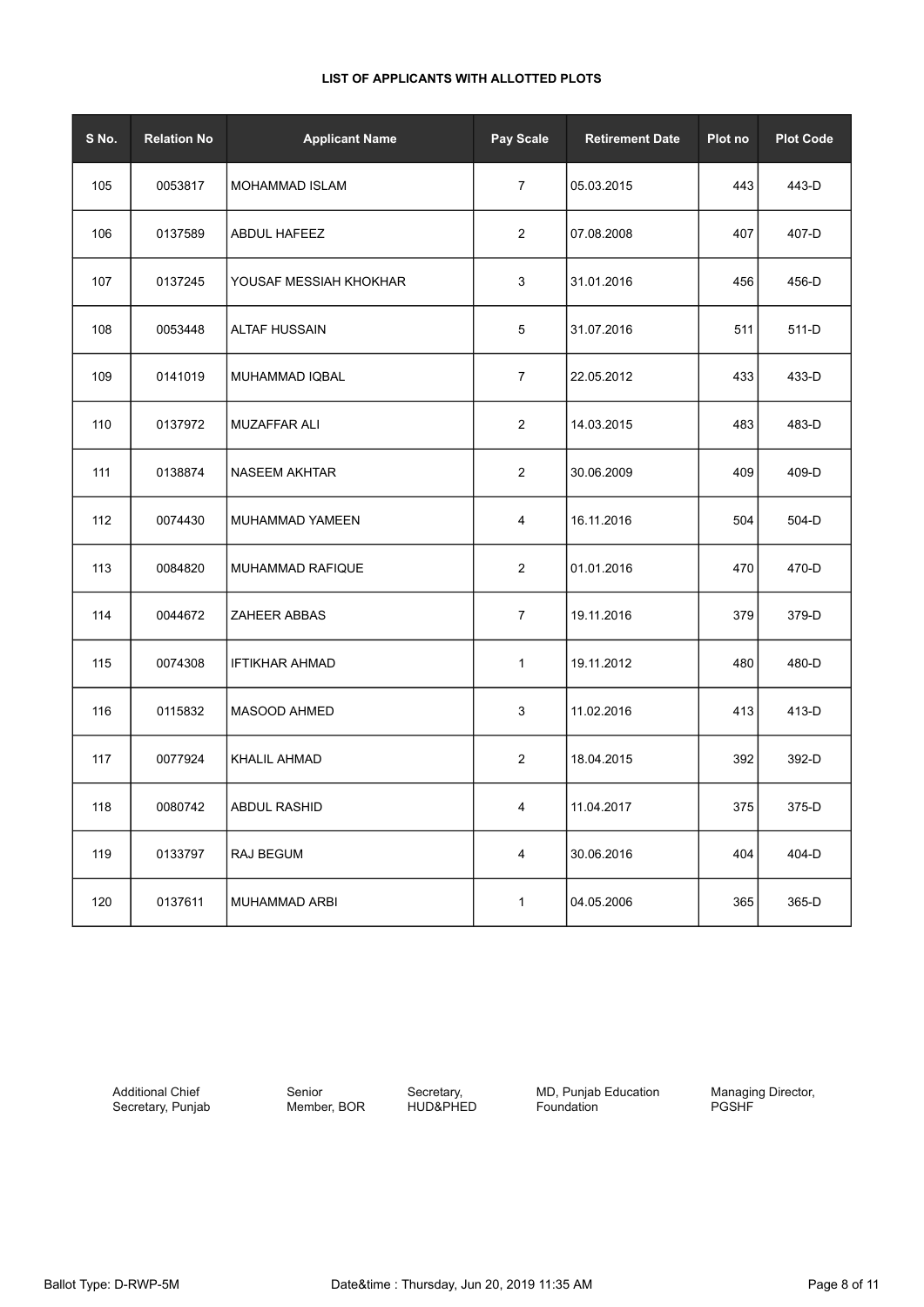**LIST OF APPLICANTS WITH ALLOTTED PLOTS**

| S No. | Relation No | Applicant Name | Pay Scale | Retirement Date | Plot no | Plot Code |
|---|---|---|---|---|---|---|
| 105 | 0053817 | MOHAMMAD ISLAM | 7 | 05.03.2015 | 443 | 443-D |
| 106 | 0137589 | ABDUL HAFEEZ | 2 | 07.08.2008 | 407 | 407-D |
| 107 | 0137245 | YOUSAF MESSIAH KHOKHAR | 3 | 31.01.2016 | 456 | 456-D |
| 108 | 0053448 | ALTAF HUSSAIN | 5 | 31.07.2016 | 511 | 511-D |
| 109 | 0141019 | MUHAMMAD IQBAL | 7 | 22.05.2012 | 433 | 433-D |
| 110 | 0137972 | MUZAFFAR ALI | 2 | 14.03.2015 | 483 | 483-D |
| 111 | 0138874 | NASEEM AKHTAR | 2 | 30.06.2009 | 409 | 409-D |
| 112 | 0074430 | MUHAMMAD YAMEEN | 4 | 16.11.2016 | 504 | 504-D |
| 113 | 0084820 | MUHAMMAD RAFIQUE | 2 | 01.01.2016 | 470 | 470-D |
| 114 | 0044672 | ZAHEER ABBAS | 7 | 19.11.2016 | 379 | 379-D |
| 115 | 0074308 | IFTIKHAR AHMAD | 1 | 19.11.2012 | 480 | 480-D |
| 116 | 0115832 | MASOOD AHMED | 3 | 11.02.2016 | 413 | 413-D |
| 117 | 0077924 | KHALIL AHMAD | 2 | 18.04.2015 | 392 | 392-D |
| 118 | 0080742 | ABDUL RASHID | 4 | 11.04.2017 | 375 | 375-D |
| 119 | 0133797 | RAJ BEGUM | 4 | 30.06.2016 | 404 | 404-D |
| 120 | 0137611 | MUHAMMAD ARBI | 1 | 04.05.2006 | 365 | 365-D |

Additional Chief Secretary, Punjab

Senior Member, BOR

Secretary, HUD&PHED

MD, Punjab Education Foundation

Managing Director, PGSHF

Ballot Type: D-RWP-5M

Date&time : Thursday, Jun 20, 2019 11:35 AM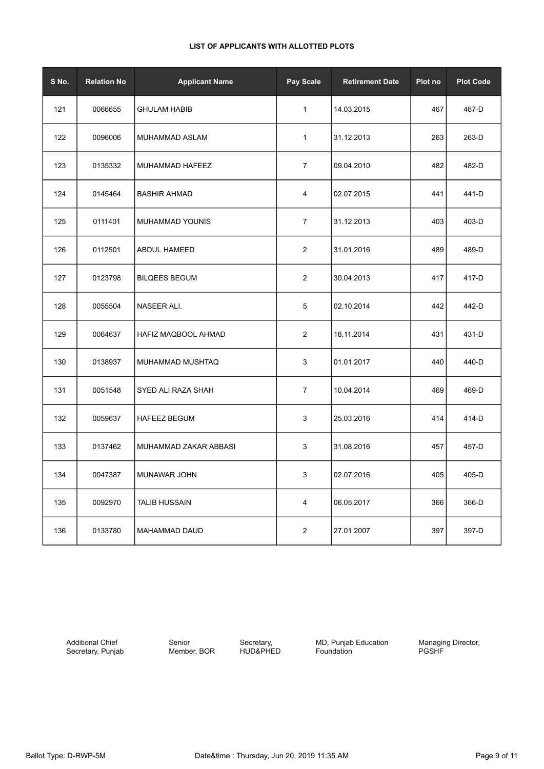**LIST OF APPLICANTS WITH ALLOTTED PLOTS**

| S No. | Relation No | Applicant Name | Pay Scale | Retirement Date | Plot no | Plot Code |
|---|---|---|---|---|---|---|
| 121 | 0066655 | GHULAM HABIB | 1 | 14.03.2015 | 467 | 467-D |
| 122 | 0096006 | MUHAMMAD ASLAM | 1 | 31.12.2013 | 263 | 263-D |
| 123 | 0135332 | MUHAMMAD HAFEEZ | 7 | 09.04.2010 | 482 | 482-D |
| 124 | 0145464 | BASHIR AHMAD | 4 | 02.07.2015 | 441 | 441-D |
| 125 | 0111401 | MUHAMMAD YOUNIS | 7 | 31.12.2013 | 403 | 403-D |
| 126 | 0112501 | ABDUL HAMEED | 2 | 31.01.2016 | 489 | 489-D |
| 127 | 0123798 | BILQEES BEGUM | 2 | 30.04.2013 | 417 | 417-D |
| 128 | 0055504 | NASEER ALI. | 5 | 02.10.2014 | 442 | 442-D |
| 129 | 0064637 | HAFIZ MAQBOOL AHMAD | 2 | 18.11.2014 | 431 | 431-D |
| 130 | 0138937 | MUHAMMAD MUSHTAQ | 3 | 01.01.2017 | 440 | 440-D |
| 131 | 0051548 | SYED ALI RAZA SHAH | 7 | 10.04.2014 | 469 | 469-D |
| 132 | 0059637 | HAFEEZ BEGUM | 3 | 25.03.2016 | 414 | 414-D |
| 133 | 0137462 | MUHAMMAD ZAKAR ABBASI | 3 | 31.08.2016 | 457 | 457-D |
| 134 | 0047387 | MUNAWAR JOHN | 3 | 02.07.2016 | 405 | 405-D |
| 135 | 0092970 | TALIB HUSSAIN | 4 | 06.05.2017 | 366 | 366-D |
| 136 | 0133780 | MAHAMMAD DAUD | 2 | 27.01.2007 | 397 | 397-D |

Additional Chief Secretary, Punjab | Senior Member, BOR | Secretary, HUD&PHED | MD, Punjab Education Foundation | Managing Director, PGSHF

Ballot Type: D-RWP-5M | Date&time : Thursday, Jun 20, 2019 11:35 AM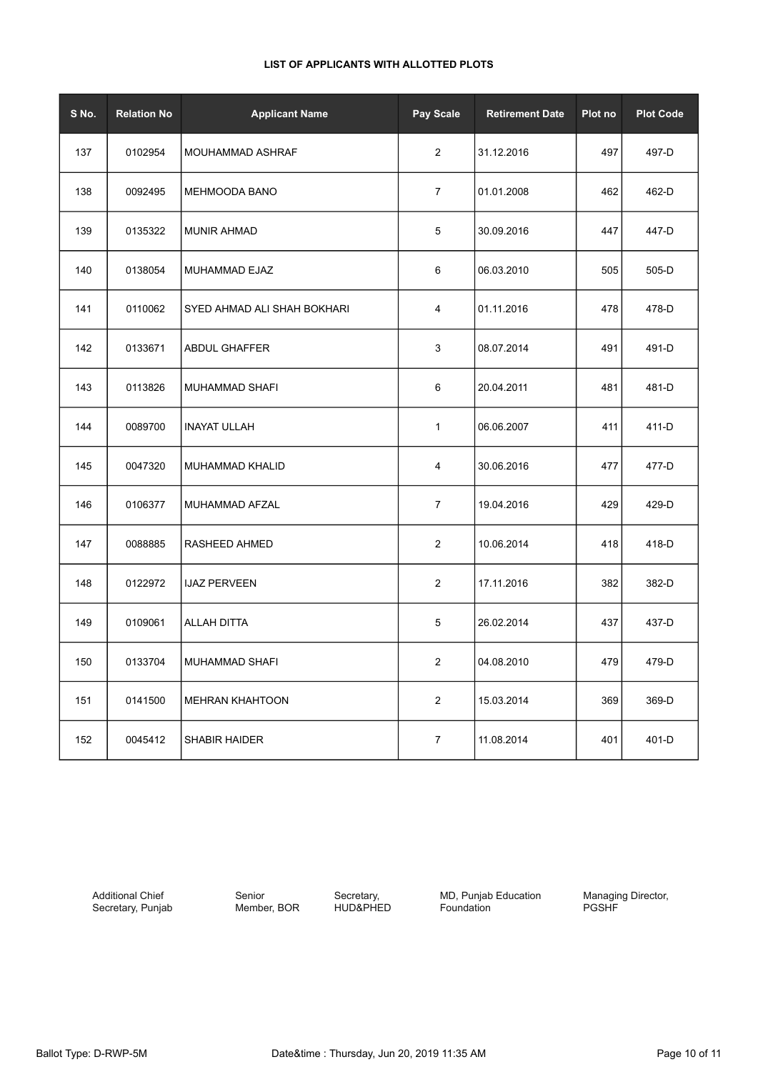**LIST OF APPLICANTS WITH ALLOTTED PLOTS**

| S No. | Relation No | Applicant Name | Pay Scale | Retirement Date | Plot no | Plot Code |
|---|---|---|---|---|---|---|
| 137 | 0102954 | MOUHAMMAD ASHRAF | 2 | 31.12.2016 | 497 | 497-D |
| 138 | 0092495 | MEHMOODA BANO | 7 | 01.01.2008 | 462 | 462-D |
| 139 | 0135322 | MUNIR AHMAD | 5 | 30.09.2016 | 447 | 447-D |
| 140 | 0138054 | MUHAMMAD EJAZ | 6 | 06.03.2010 | 505 | 505-D |
| 141 | 0110062 | SYED AHMAD ALI SHAH BOKHARI | 4 | 01.11.2016 | 478 | 478-D |
| 142 | 0133671 | ABDUL GHAFFER | 3 | 08.07.2014 | 491 | 491-D |
| 143 | 0113826 | MUHAMMAD SHAFI | 6 | 20.04.2011 | 481 | 481-D |
| 144 | 0089700 | INAYAT ULLAH | 1 | 06.06.2007 | 411 | 411-D |
| 145 | 0047320 | MUHAMMAD KHALID | 4 | 30.06.2016 | 477 | 477-D |
| 146 | 0106377 | MUHAMMAD AFZAL | 7 | 19.04.2016 | 429 | 429-D |
| 147 | 0088885 | RASHEED AHMED | 2 | 10.06.2014 | 418 | 418-D |
| 148 | 0122972 | IJAZ PERVEEN | 2 | 17.11.2016 | 382 | 382-D |
| 149 | 0109061 | ALLAH DITTA | 5 | 26.02.2014 | 437 | 437-D |
| 150 | 0133704 | MUHAMMAD SHAFI | 2 | 04.08.2010 | 479 | 479-D |
| 151 | 0141500 | MEHRAN KHAHTOON | 2 | 15.03.2014 | 369 | 369-D |
| 152 | 0045412 | SHABIR HAIDER | 7 | 11.08.2014 | 401 | 401-D |

Additional Chief Secretary, Punjab

Senior Member, BOR

Secretary, HUD&PHED

MD, Punjab Education Foundation

Managing Director, PGSHF

Ballot Type: D-RWP-5M

Date&time : Thursday, Jun 20, 2019 11:35 AM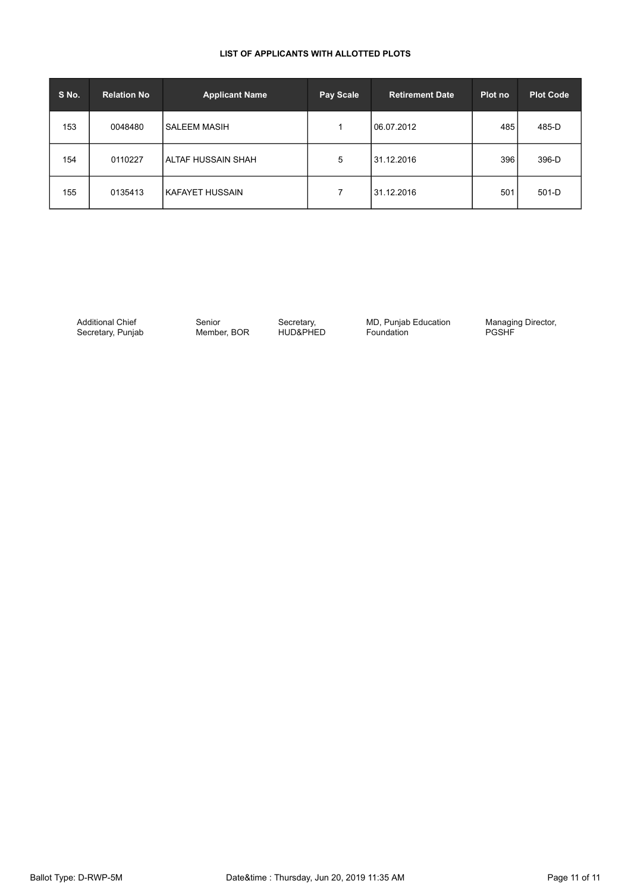### LIST OF APPLICANTS WITH ALLOTTED PLOTS

| S No. | Relation No | Applicant Name | Pay Scale | Retirement Date | Plot no | Plot Code |
|---|---|---|---|---|---|---|
| 153 | 0048480 | SALEEM MASIH | 1 | 06.07.2012 | 485 | 485-D |
| 154 | 0110227 | ALTAF HUSSAIN SHAH | 5 | 31.12.2016 | 396 | 396-D |
| 155 | 0135413 | KAFAYET HUSSAIN | 7 | 31.12.2016 | 501 | 501-D |

| | | | | |
|---|---|---|---|---|
| Additional Chief Secretary, Punjab | Senior Member, BOR | Secretary, HUD&PHED | MD, Punjab Education Foundation | Managing Director, PGSHF |

Ballot Type: D-RWP-5M

Date&time : Thursday, Jun 20, 2019 11:35 AM